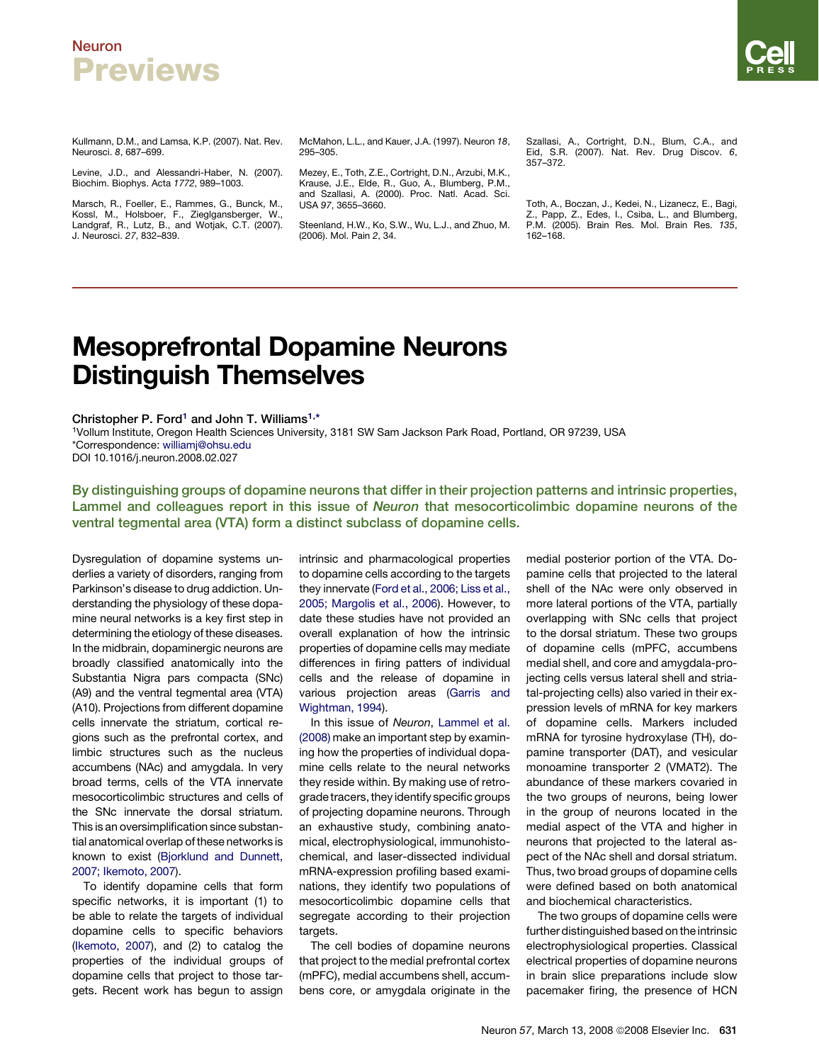Kullmann, D.M., and Lamsa, K.P. (2007). Nat. Rev. Neurosci. *8*, 687–699.

Levine, J.D., and Alessandri-Haber, N. (2007). Biochim. Biophys. Acta *1772*, 989–1003.

Marsch, R., Foeller, E., Rammes, G., Bunck, M., Kossl, M., Holsboer, F., Zieglgansberger, W., Landgraf, R., Lutz, B., and Wotjak, C.T. (2007). J. Neurosci. *27*, 832–839.

McMahon, L.L., and Kauer, J.A. (1997). Neuron *18*, 295–305.

Mezey, E., Toth, Z.E., Cortright, D.N., Arzubi, M.K., Krause, J.E., Elde, R., Guo, A., Blumberg, P.M., and Szallasi, A. (2000). Proc. Natl. Acad. Sci. USA *97*, 3655–3660.

Steenland, H.W., Ko, S.W., Wu, L.J., and Zhuo, M. (2006). Mol. Pain *2*, 34.

Szallasi, A., Cortright, D.N., Blum, C.A., and Eid, S.R. (2007). Nat. Rev. Drug Discov. *6*, 357–372.

Toth, A., Boczan, J., Kedei, N., Lizanecz, E., Bagi, Z., Papp, Z., Edes, I., Csiba, L., and Blumberg, P.M. (2005). Brain Res. Mol. Brain Res. *135*, 162–168.

# Mesoprefrontal Dopamine Neurons Distinguish Themselves

**Christopher P. Ford[1] and John T. Williams[1,*]**

[1]Vollum Institute, Oregon Health Sciences University, 3181 SW Sam Jackson Park Road, Portland, OR 97239, USA

*Correspondence: williamj@ohsu.edu

DOI 10.1016/j.neuron.2008.02.027

**By distinguishing groups of dopamine neurons that differ in their projection patterns and intrinsic properties, Lammel and colleagues report in this issue of *Neuron* that mesocorticolimbic dopamine neurons of the ventral tegmental area (VTA) form a distinct subclass of dopamine cells.**

Dysregulation of dopamine systems underlies a variety of disorders, ranging from Parkinson's disease to drug addiction. Understanding the physiology of these dopamine neural networks is a key first step in determining the etiology of these diseases. In the midbrain, dopaminergic neurons are broadly classified anatomically into the Substantia Nigra pars compacta (SNc) (A9) and the ventral tegmental area (VTA) (A10). Projections from different dopamine cells innervate the striatum, cortical regions such as the prefrontal cortex, and limbic structures such as the nucleus accumbens (NAc) and amygdala. In very broad terms, cells of the VTA innervate mesocorticolimbic structures and cells of the SNc innervate the dorsal striatum. This is an oversimplification since substantial anatomical overlap of these networks is known to exist (Bjorklund and Dunnett, 2007; Ikemoto, 2007).

To identify dopamine cells that form specific networks, it is important (1) to be able to relate the targets of individual dopamine cells to specific behaviors (Ikemoto, 2007), and (2) to catalog the properties of the individual groups of dopamine cells that project to those targets. Recent work has begun to assign intrinsic and pharmacological properties to dopamine cells according to the targets they innervate (Ford et al., 2006; Liss et al., 2005; Margolis et al., 2006). However, to date these studies have not provided an overall explanation of how the intrinsic properties of dopamine cells may mediate differences in firing patters of individual cells and the release of dopamine in various projection areas (Garris and Wightman, 1994).

In this issue of *Neuron*, Lammel et al. (2008) make an important step by examining how the properties of individual dopamine cells relate to the neural networks they reside within. By making use of retrograde tracers, they identify specific groups of projecting dopamine neurons. Through an exhaustive study, combining anatomical, electrophysiological, immunohistochemical, and laser-dissected individual mRNA-expression profiling based examinations, they identify two populations of mesocorticolimbic dopamine cells that segregate according to their projection targets.

The cell bodies of dopamine neurons that project to the medial prefrontal cortex (mPFC), medial accumbens shell, accumbens core, or amygdala originate in the medial posterior portion of the VTA. Dopamine cells that projected to the lateral shell of the NAc were only observed in more lateral portions of the VTA, partially overlapping with SNc cells that project to the dorsal striatum. These two groups of dopamine cells (mPFC, accumbens medial shell, and core and amygdala-projecting cells versus lateral shell and striatal-projecting cells) also varied in their expression levels of mRNA for key markers of dopamine cells. Markers included mRNA for tyrosine hydroxylase (TH), dopamine transporter (DAT), and vesicular monoamine transporter 2 (VMAT2). The abundance of these markers covaried in the two groups of neurons, being lower in the group of neurons located in the medial aspect of the VTA and higher in neurons that projected to the lateral aspect of the NAc shell and dorsal striatum. Thus, two broad groups of dopamine cells were defined based on both anatomical and biochemical characteristics.

The two groups of dopamine cells were further distinguished based on the intrinsic electrophysiological properties. Classical electrical properties of dopamine neurons in brain slice preparations include slow pacemaker firing, the presence of HCN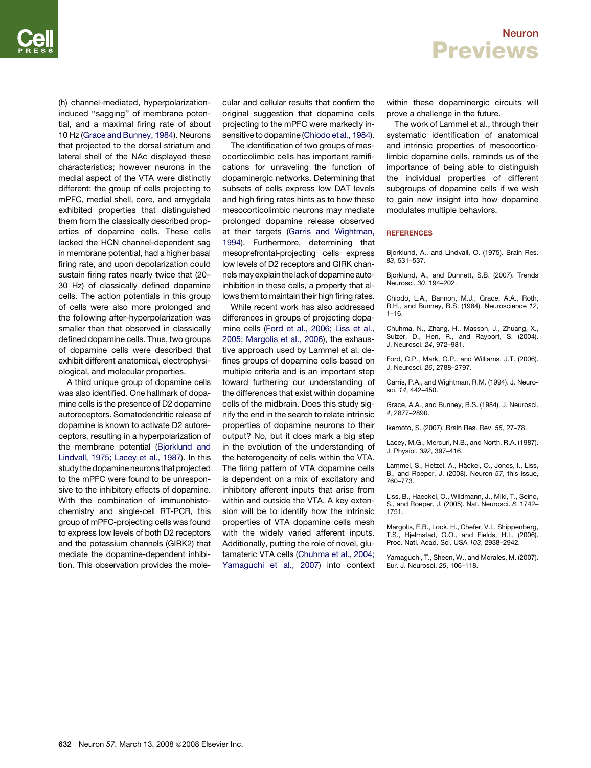(h) channel-mediated, hyperpolarization-induced "sagging" of membrane potential, and a maximal firing rate of about 10 Hz (Grace and Bunney, 1984). Neurons that projected to the dorsal striatum and lateral shell of the NAc displayed these characteristics; however neurons in the medial aspect of the VTA were distinctly different: the group of cells projecting to mPFC, medial shell, core, and amygdala exhibited properties that distinguished them from the classically described properties of dopamine cells. These cells lacked the HCN channel-dependent sag in membrane potential, had a higher basal firing rate, and upon depolarization could sustain firing rates nearly twice that (20–30 Hz) of classically defined dopamine cells. The action potentials in this group of cells were also more prolonged and the following after-hyperpolarization was smaller than that observed in classically defined dopamine cells. Thus, two groups of dopamine cells were described that exhibit different anatomical, electrophysiological, and molecular properties.

A third unique group of dopamine cells was also identified. One hallmark of dopamine cells is the presence of D2 dopamine autoreceptors. Somatodendritic release of dopamine is known to activate D2 autoreceptors, resulting in a hyperpolarization of the membrane potential (Bjorklund and Lindvall, 1975; Lacey et al., 1987). In this study the dopamine neurons that projected to the mPFC were found to be unresponsive to the inhibitory effects of dopamine. With the combination of immunohistochemistry and single-cell RT-PCR, this group of mPFC-projecting cells was found to express low levels of both D2 receptors and the potassium channels (GIRK2) that mediate the dopamine-dependent inhibition. This observation provides the molecular and cellular results that confirm the original suggestion that dopamine cells projecting to the mPFC were markedly insensitive to dopamine (Chiodo et al., 1984).

The identification of two groups of mesocorticolimbic cells has important ramifications for unraveling the function of dopaminergic networks. Determining that subsets of cells express low DAT levels and high firing rates hints as to how these mesocorticolimbic neurons may mediate prolonged dopamine release observed at their targets (Garris and Wightman, 1994). Furthermore, determining that mesoprefrontal-projecting cells express low levels of D2 receptors and GIRK channels may explain the lack of dopamine autoinhibition in these cells, a property that allows them to maintain their high firing rates.

While recent work has also addressed differences in groups of projecting dopamine cells (Ford et al., 2006; Liss et al., 2005; Margolis et al., 2006), the exhaustive approach used by Lammel et al. defines groups of dopamine cells based on multiple criteria and is an important step toward furthering our understanding of the differences that exist within dopamine cells of the midbrain. Does this study signify the end in the search to relate intrinsic properties of dopamine neurons to their output? No, but it does mark a big step in the evolution of the understanding of the heterogeneity of cells within the VTA. The firing pattern of VTA dopamine cells is dependent on a mix of excitatory and inhibitory afferent inputs that arise from within and outside the VTA. A key extension will be to identify how the intrinsic properties of VTA dopamine cells mesh with the widely varied afferent inputs. Additionally, putting the role of novel, glutamateric VTA cells (Chuhma et al., 2004; Yamaguchi et al., 2007) into context within these dopaminergic circuits will prove a challenge in the future.

The work of Lammel et al., through their systematic identification of anatomical and intrinsic properties of mesocorticolimbic dopamine cells, reminds us of the importance of being able to distinguish the individual properties of different subgroups of dopamine cells if we wish to gain new insight into how dopamine modulates multiple behaviors.

## REFERENCES

Bjorklund, A., and Lindvall, O. (1975). Brain Res. *83*, 531–537.

Bjorklund, A., and Dunnett, S.B. (2007). Trends Neurosci. *30*, 194–202.

Chiodo, L.A., Bannon, M.J., Grace, A.A., Roth, R.H., and Bunney, B.S. (1984). Neuroscience *12*, 1–16.

Chuhma, N., Zhang, H., Masson, J., Zhuang, X., Sulzer, D., Hen, R., and Rayport, S. (2004). J. Neurosci. *24*, 972–981.

Ford, C.P., Mark, G.P., and Williams, J.T. (2006). J. Neurosci. *26*, 2788–2797.

Garris, P.A., and Wightman, R.M. (1994). J. Neurosci. *14*, 442–450.

Grace, A.A., and Bunney, B.S. (1984). J. Neurosci. *4*, 2877–2890.

Ikemoto, S. (2007). Brain Res. Rev. *56*, 27–78.

Lacey, M.G., Mercuri, N.B., and North, R.A. (1987). J. Physiol. *392*, 397–416.

Lammel, S., Hetzel, A., Häckel, O., Jones, I., Liss, B., and Roeper, J. (2008). Neuron *57*, this issue, 760–773.

Liss, B., Haeckel, O., Wildmann, J., Miki, T., Seino, S., and Roeper, J. (2005). Nat. Neurosci. *8*, 1742–1751.

Margolis, E.B., Lock, H., Chefer, V.I., Shippenberg, T.S., Hjelmstad, G.O., and Fields, H.L. (2006). Proc. Natl. Acad. Sci. USA *103*, 2938–2942.

Yamaguchi, T., Sheen, W., and Morales, M. (2007). Eur. J. Neurosci. *25*, 106–118.